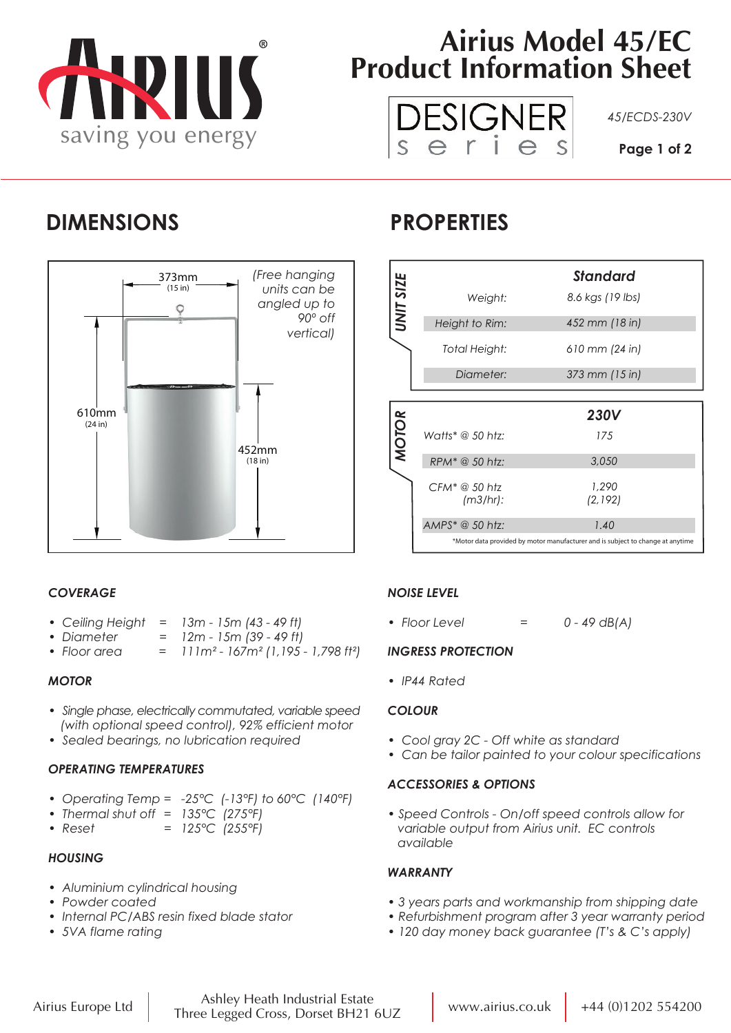# Airius Model 45/EC Product Information Sheet

DESIGNER series

45/ECDS-230V

## DIMENSIONS

373mm (15 in)

(Free hanging units can be angled up to 90° off vertical)

610mm (24 in)

452mm (18 in)

## PROPERTIES

| UNIT SIZE | Standard |
|---|---|
| Weight: | 8.6 kgs (19 lbs) |
| Height to Rim: | 452 mm (18 in) |
| Total Height: | 610 mm (24 in) |
| Diameter: | 373 mm (15 in) |

| MOTOR | 230V |
|---|---|
| Watts* @ 50 htz: | 175 |
| RPM* @ 50 htz: | 3,050 |
| CFM* @ 50 htz (m3/hr): | 1,290 (2,192) |
| AMPS* @ 50 htz: | 1.40 |

*Motor data provided by motor manufacturer and is subject to change at anytime

### COVERAGE

- Ceiling Height = 13m - 15m (43 - 49 ft)
- Diameter = 12m - 15m (39 - 49 ft)
- Floor area = 111m² - 167m² (1,195 - 1,798 ft²)

### MOTOR

- Single phase, electrically commutated, variable speed (with optional speed control), 92% efficient motor
- Sealed bearings, no lubrication required

### OPERATING TEMPERATURES

- Operating Temp = -25°C (-13°F) to 60°C (140°F)
- Thermal shut off = 135°C (275°F)
- Reset = 125°C (255°F)

### HOUSING

- Aluminium cylindrical housing
- Powder coated
- Internal PC/ABS resin fixed blade stator
- 5VA flame rating

### NOISE LEVEL

- Floor Level = 0 - 49 dB(A)

### INGRESS PROTECTION

- IP44 Rated

### COLOUR

- Cool gray 2C - Off white as standard
- Can be tailor painted to your colour specifications

### ACCESSORIES & OPTIONS

- Speed Controls - On/off speed controls allow for variable output from Airius unit. EC controls available

### WARRANTY

- 3 years parts and workmanship from shipping date
- Refurbishment program after 3 year warranty period
- 120 day money back guarantee (T's & C's apply)

Airius Europe Ltd | Ashley Heath Industrial Estate, Three Legged Cross, Dorset BH21 6UZ | www.airius.co.uk | +44 (0)1202 554200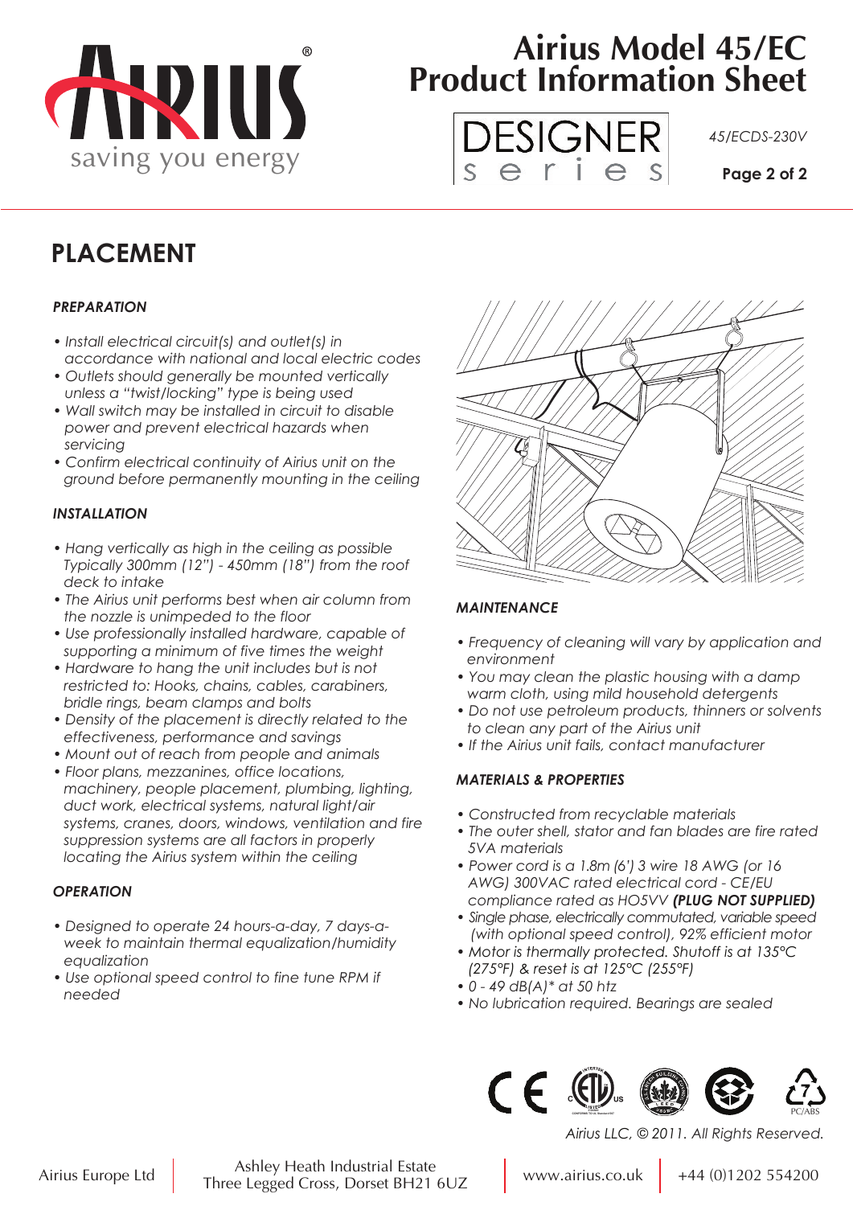# PLACEMENT

### *PREPARATION*

- *Install electrical circuit(s) and outlet(s) in accordance with national and local electric codes*
- *Outlets should generally be mounted vertically unless a "twist/locking" type is being used*
- *Wall switch may be installed in circuit to disable power and prevent electrical hazards when servicing*
- *Confirm electrical continuity of Airius unit on the ground before permanently mounting in the ceiling*

### *INSTALLATION*

- *Hang vertically as high in the ceiling as possible Typically 300mm (12") - 450mm (18") from the roof deck to intake*
- *The Airius unit performs best when air column from the nozzle is unimpeded to the floor*
- *Use professionally installed hardware, capable of supporting a minimum of five times the weight*
- *Hardware to hang the unit includes but is not restricted to: Hooks, chains, cables, carabiners, bridle rings, beam clamps and bolts*
- *Density of the placement is directly related to the effectiveness, performance and savings*
- *Mount out of reach from people and animals*
- *Floor plans, mezzanines, office locations, machinery, people placement, plumbing, lighting, duct work, electrical systems, natural light/air systems, cranes, doors, windows, ventilation and fire suppression systems are all factors in properly locating the Airius system within the ceiling*

### *OPERATION*

- *Designed to operate 24 hours-a-day, 7 days-a-week to maintain thermal equalization/humidity equalization*
- *Use optional speed control to fine tune RPM if needed*

### *MAINTENANCE*

- *Frequency of cleaning will vary by application and environment*
- *You may clean the plastic housing with a damp warm cloth, using mild household detergents*
- *Do not use petroleum products, thinners or solvents to clean any part of the Airius unit*
- *If the Airius unit fails, contact manufacturer*

### *MATERIALS & PROPERTIES*

- *Constructed from recyclable materials*
- *The outer shell, stator and fan blades are fire rated 5VA materials*
- *Power cord is a 1.8m (6') 3 wire 18 AWG (or 16 AWG) 300VAC rated electrical cord - CE/EU compliance rated as HO5VV* ***(PLUG NOT SUPPLIED)***
- *Single phase, electrically commutated, variable speed (with optional speed control), 92% efficient motor*
- *Motor is thermally protected. Shutoff is at 135°C (275°F) & reset is at 125°C (255°F)*
- *0 - 49 dB(A)\* at 50 htz*
- *No lubrication required. Bearings are sealed*

PC/ABS

*Airius LLC, © 2011. All Rights Reserved.*

Airius Europe Ltd | Ashley Heath Industrial Estate, Three Legged Cross, Dorset BH21 6UZ | www.airius.co.uk | +44 (0)1202 554200